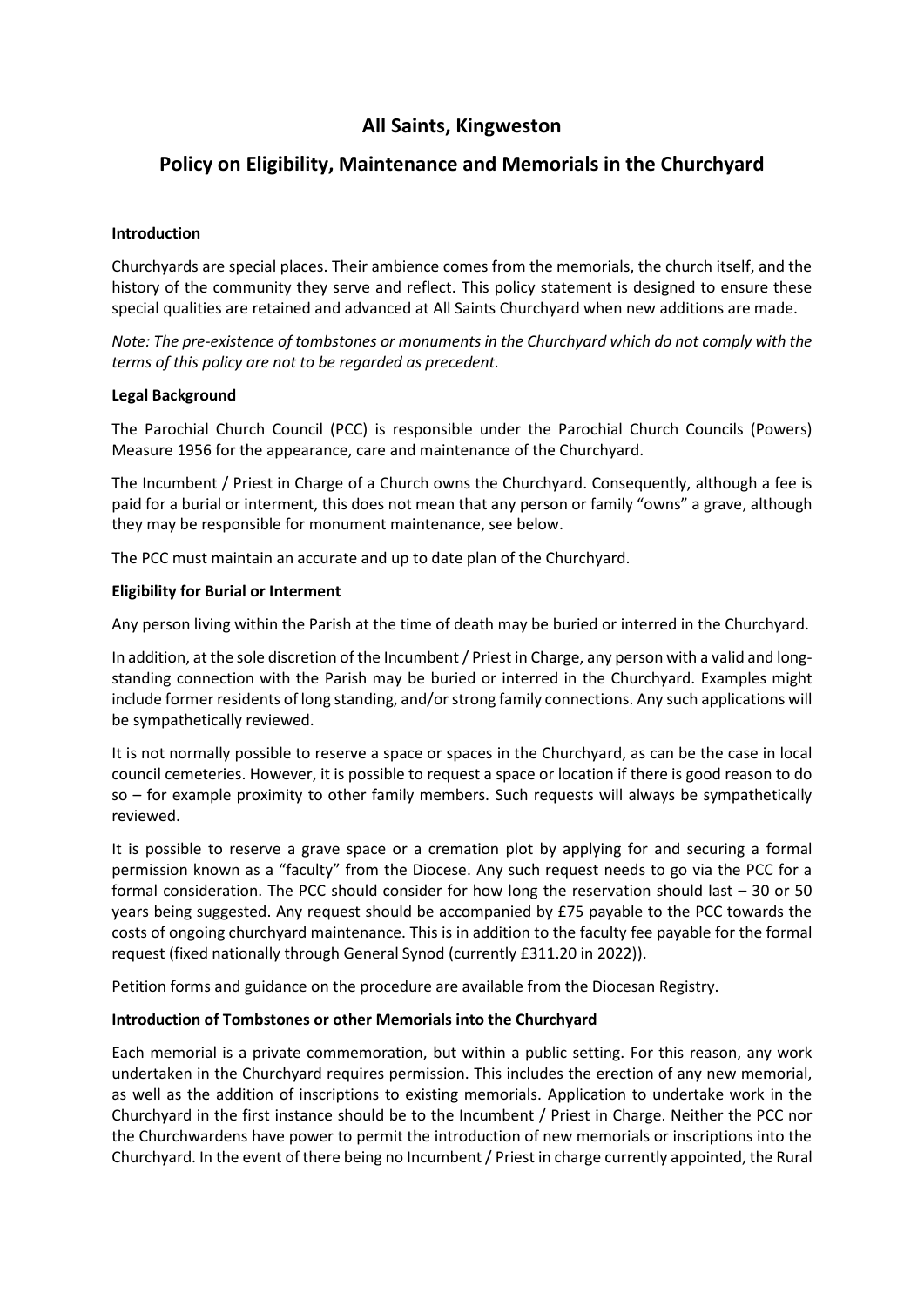# All Saints, Kingweston

## Policy on Eligibility, Maintenance and Memorials in the Churchyard

**Introduction**

Churchyards are special places. Their ambience comes from the memorials, the church itself, and the history of the community they serve and reflect. This policy statement is designed to ensure these special qualities are retained and advanced at All Saints Churchyard when new additions are made.

*Note: The pre-existence of tombstones or monuments in the Churchyard which do not comply with the terms of this policy are not to be regarded as precedent.*

**Legal Background**

The Parochial Church Council (PCC) is responsible under the Parochial Church Councils (Powers) Measure 1956 for the appearance, care and maintenance of the Churchyard.

The Incumbent / Priest in Charge of a Church owns the Churchyard. Consequently, although a fee is paid for a burial or interment, this does not mean that any person or family "owns" a grave, although they may be responsible for monument maintenance, see below.

The PCC must maintain an accurate and up to date plan of the Churchyard.

**Eligibility for Burial or Interment**

Any person living within the Parish at the time of death may be buried or interred in the Churchyard.

In addition, at the sole discretion of the Incumbent / Priest in Charge, any person with a valid and long-standing connection with the Parish may be buried or interred in the Churchyard. Examples might include former residents of long standing, and/or strong family connections. Any such applications will be sympathetically reviewed.

It is not normally possible to reserve a space or spaces in the Churchyard, as can be the case in local council cemeteries. However, it is possible to request a space or location if there is good reason to do so – for example proximity to other family members. Such requests will always be sympathetically reviewed.

It is possible to reserve a grave space or a cremation plot by applying for and securing a formal permission known as a "faculty" from the Diocese. Any such request needs to go via the PCC for a formal consideration. The PCC should consider for how long the reservation should last – 30 or 50 years being suggested. Any request should be accompanied by £75 payable to the PCC towards the costs of ongoing churchyard maintenance. This is in addition to the faculty fee payable for the formal request (fixed nationally through General Synod (currently £311.20 in 2022)).

Petition forms and guidance on the procedure are available from the Diocesan Registry.

**Introduction of Tombstones or other Memorials into the Churchyard**

Each memorial is a private commemoration, but within a public setting. For this reason, any work undertaken in the Churchyard requires permission. This includes the erection of any new memorial, as well as the addition of inscriptions to existing memorials. Application to undertake work in the Churchyard in the first instance should be to the Incumbent / Priest in Charge. Neither the PCC nor the Churchwardens have power to permit the introduction of new memorials or inscriptions into the Churchyard. In the event of there being no Incumbent / Priest in charge currently appointed, the Rural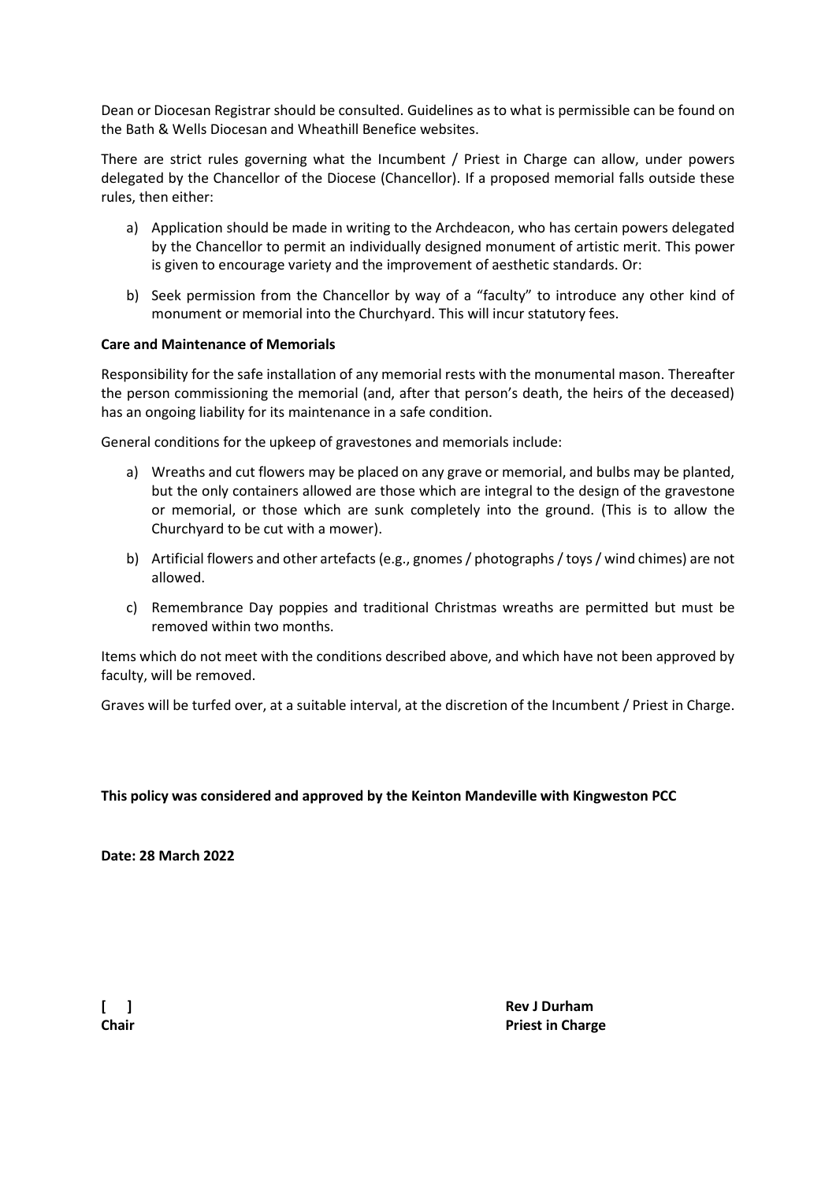Dean or Diocesan Registrar should be consulted. Guidelines as to what is permissible can be found on the Bath & Wells Diocesan and Wheathill Benefice websites.

There are strict rules governing what the Incumbent / Priest in Charge can allow, under powers delegated by the Chancellor of the Diocese (Chancellor). If a proposed memorial falls outside these rules, then either:

a) Application should be made in writing to the Archdeacon, who has certain powers delegated by the Chancellor to permit an individually designed monument of artistic merit. This power is given to encourage variety and the improvement of aesthetic standards. Or:

b) Seek permission from the Chancellor by way of a "faculty" to introduce any other kind of monument or memorial into the Churchyard. This will incur statutory fees.

**Care and Maintenance of Memorials**

Responsibility for the safe installation of any memorial rests with the monumental mason. Thereafter the person commissioning the memorial (and, after that person's death, the heirs of the deceased) has an ongoing liability for its maintenance in a safe condition.

General conditions for the upkeep of gravestones and memorials include:

a) Wreaths and cut flowers may be placed on any grave or memorial, and bulbs may be planted, but the only containers allowed are those which are integral to the design of the gravestone or memorial, or those which are sunk completely into the ground. (This is to allow the Churchyard to be cut with a mower).

b) Artificial flowers and other artefacts (e.g., gnomes / photographs / toys / wind chimes) are not allowed.

c) Remembrance Day poppies and traditional Christmas wreaths are permitted but must be removed within two months.

Items which do not meet with the conditions described above, and which have not been approved by faculty, will be removed.

Graves will be turfed over, at a suitable interval, at the discretion of the Incumbent / Priest in Charge.

**This policy was considered and approved by the Keinton Mandeville with Kingweston PCC**

**Date: 28 March 2022**

**[ ]**
**Chair**

**Rev J Durham**
**Priest in Charge**